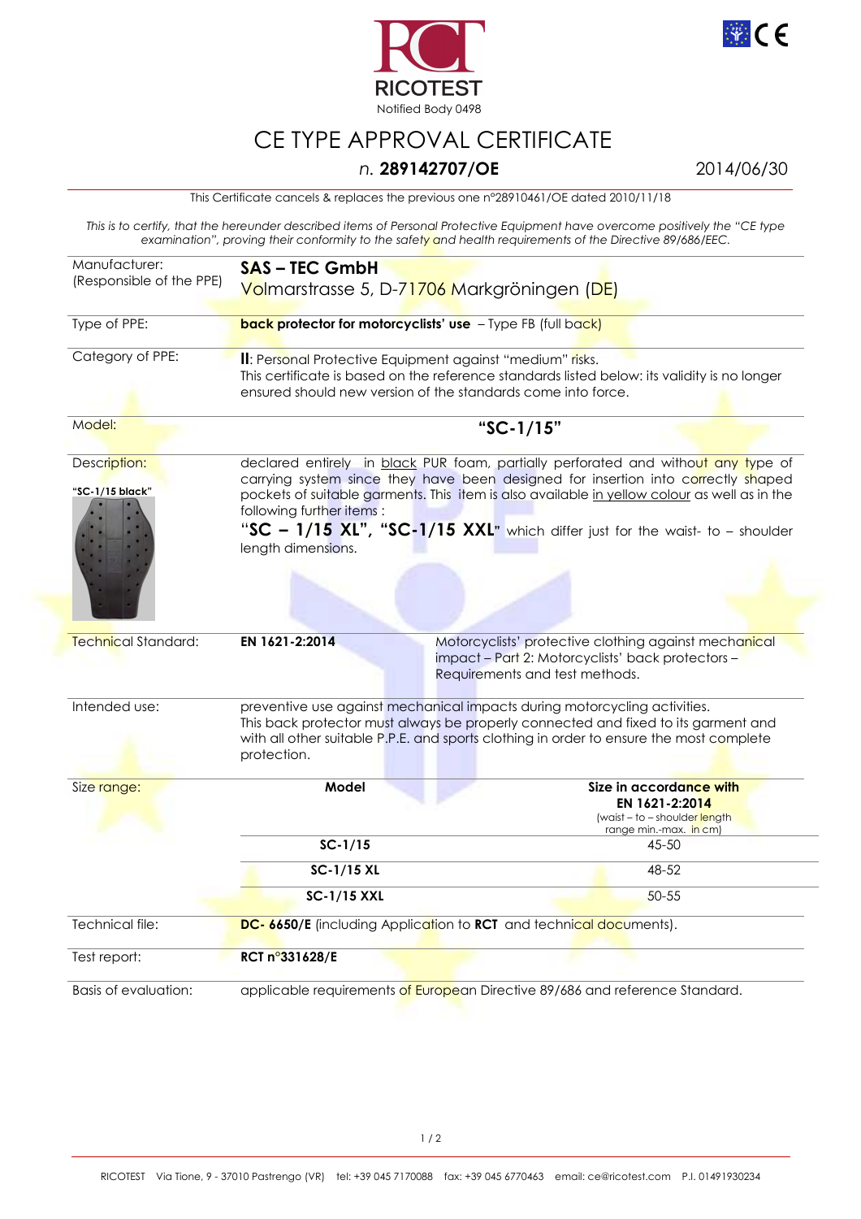RICOTEST
Notified Body 0498

# CE TYPE APPROVAL CERTIFICATE

*n.* **289142707/OE** 2014/06/30

This Certificate cancels & replaces the previous one n°28910461/OE dated 2010/11/18

*This is to certify, that the hereunder described items of Personal Protective Equipment have overcome positively the "CE type examination", proving their conformity to the safety and health requirements of the Directive 89/686/EEC.*

| | |
|---|---|
| Manufacturer: (Responsible of the PPE) | **SAS – TEC GmbH** Volmarstrasse 5, D-71706 Markgröningen (DE) |
| Type of PPE: | **back protector for motorcyclists' use** – Type FB (full back) |
| Category of PPE: | **II**: Personal Protective Equipment against "medium" risks. This certificate is based on the reference standards listed below: its validity is no longer ensured should new version of the standards come into force. |
| Model: | **"SC-1/15"** |
| Description: "SC-1/15 black" | declared entirely in black PUR foam, partially perforated and without any type of carrying system since they have been designed for insertion into correctly shaped pockets of suitable garments. This item is also available in yellow colour as well as in the following further items : "**SC – 1/15 XL", "SC-1/15 XXL**" which differ just for the waist- to – shoulder length dimensions. |
| Technical Standard: | **EN 1621-2:2014** Motorcyclists' protective clothing against mechanical impact – Part 2: Motorcyclists' back protectors – Requirements and test methods. |
| Intended use: | preventive use against mechanical impacts during motorcycling activities. This back protector must always be properly connected and fixed to its garment and with all other suitable P.P.E. and sports clothing in order to ensure the most complete protection. |

Size range:

| Model | Size in accordance with EN 1621-2:2014 (waist – to – shoulder length range min.-max. in cm) |
|---|---|
| **SC-1/15** | 45-50 |
| **SC-1/15 XL** | 48-52 |
| **SC-1/15 XXL** | 50-55 |

| | |
|---|---|
| Technical file: | **DC- 6650/E** (including Application to **RCT** and technical documents). |
| Test report: | **RCT n°331628/E** |
| Basis of evaluation: | applicable requirements of European Directive 89/686 and reference Standard. |

RICOTEST Via Tione, 9 - 37010 Pastrengo (VR) tel: +39 045 7170088 fax: +39 045 6770463 email: ce@ricotest.com P.I. 01491930234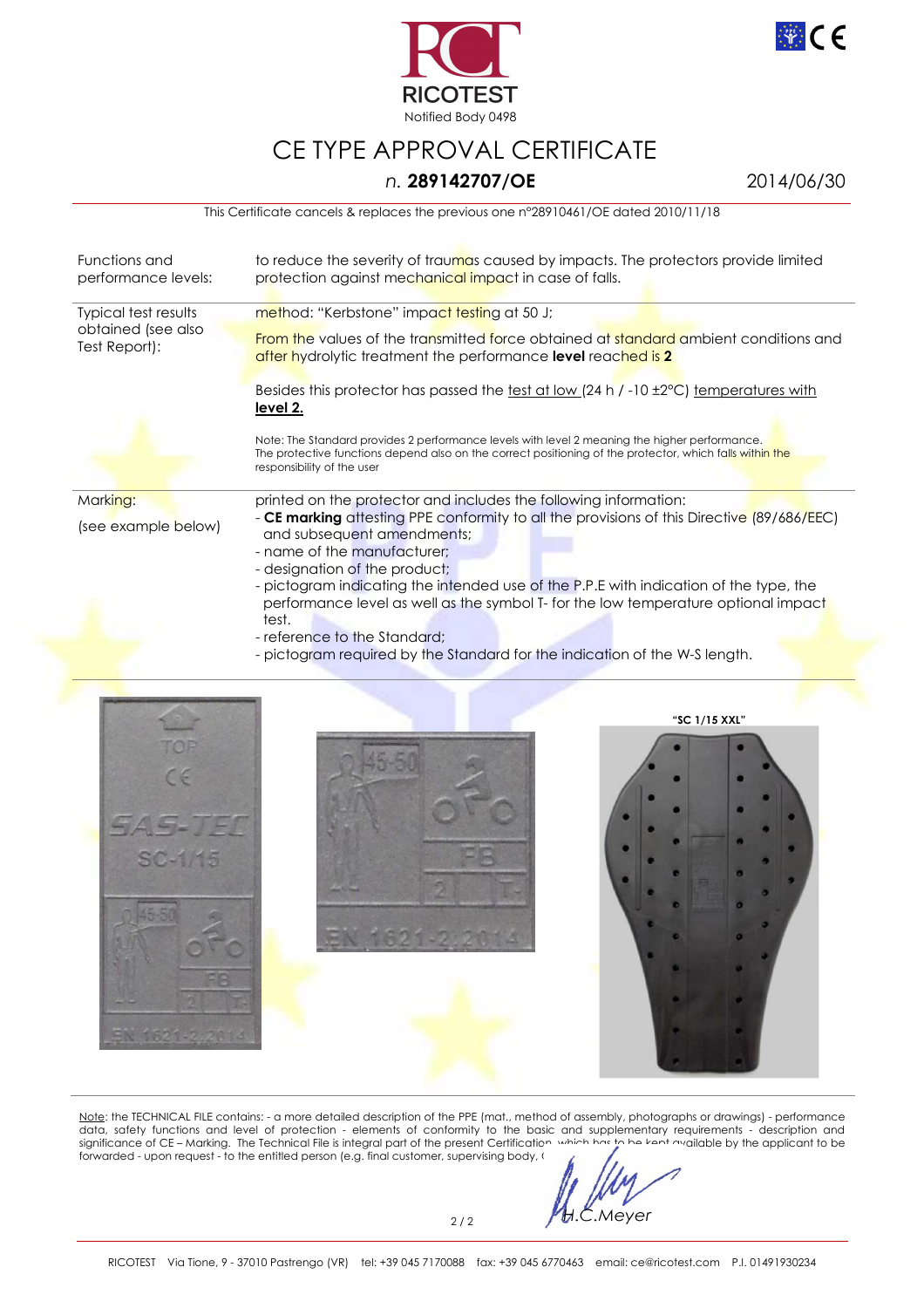RICOTEST

Notified Body 0498

# CE TYPE APPROVAL CERTIFICATE

*n.* **289142707/OE** 2014/06/30

This Certificate cancels & replaces the previous one n°28910461/OE dated 2010/11/18

| | |
|---|---|
| Functions and performance levels: | to reduce the severity of traumas caused by impacts. The protectors provide limited protection against mechanical impact in case of falls. |
| Typical test results obtained (see also Test Report): | method: "Kerbstone" impact testing at 50 J;<br><br>From the values of the transmitted force obtained at standard ambient conditions and after hydrolytic treatment the performance **level** reached is **2**<br><br>Besides this protector has passed the test at low (24 h / -10 ±2°C) temperatures with **level 2.**<br><br>Note: The Standard provides 2 performance levels with level 2 meaning the higher performance. The protective functions depend also on the correct positioning of the protector, which falls within the responsibility of the user |
| Marking:<br><br>(see example below) | printed on the protector and includes the following information:<br>- **CE marking** attesting PPE conformity to all the provisions of this Directive (89/686/EEC) and subsequent amendments;<br>- name of the manufacturer;<br>- designation of the product;<br>- pictogram indicating the intended use of the P.P.E with indication of the type, the performance level as well as the symbol T- for the low temperature optional impact test.<br>- reference to the Standard;<br>- pictogram required by the Standard for the indication of the W-S length. |

"SC 1/15 XXL"

Note: the TECHNICAL FILE contains: - a more detailed description of the PPE (mat., method of assembly, photographs or drawings) - performance data, safety functions and level of protection - elements of conformity to the basic and supplementary requirements - description and significance of CE – Marking. The Technical File is integral part of the present Certification which has to be kept available by the applicant to be forwarded - upon request - to the entitled person (e.g. final customer, supervising body, (

H.C.Meyer

RICOTEST Via Tione, 9 - 37010 Pastrengo (VR) tel: +39 045 7170088 fax: +39 045 6770463 email: ce@ricotest.com P.I. 01491930234